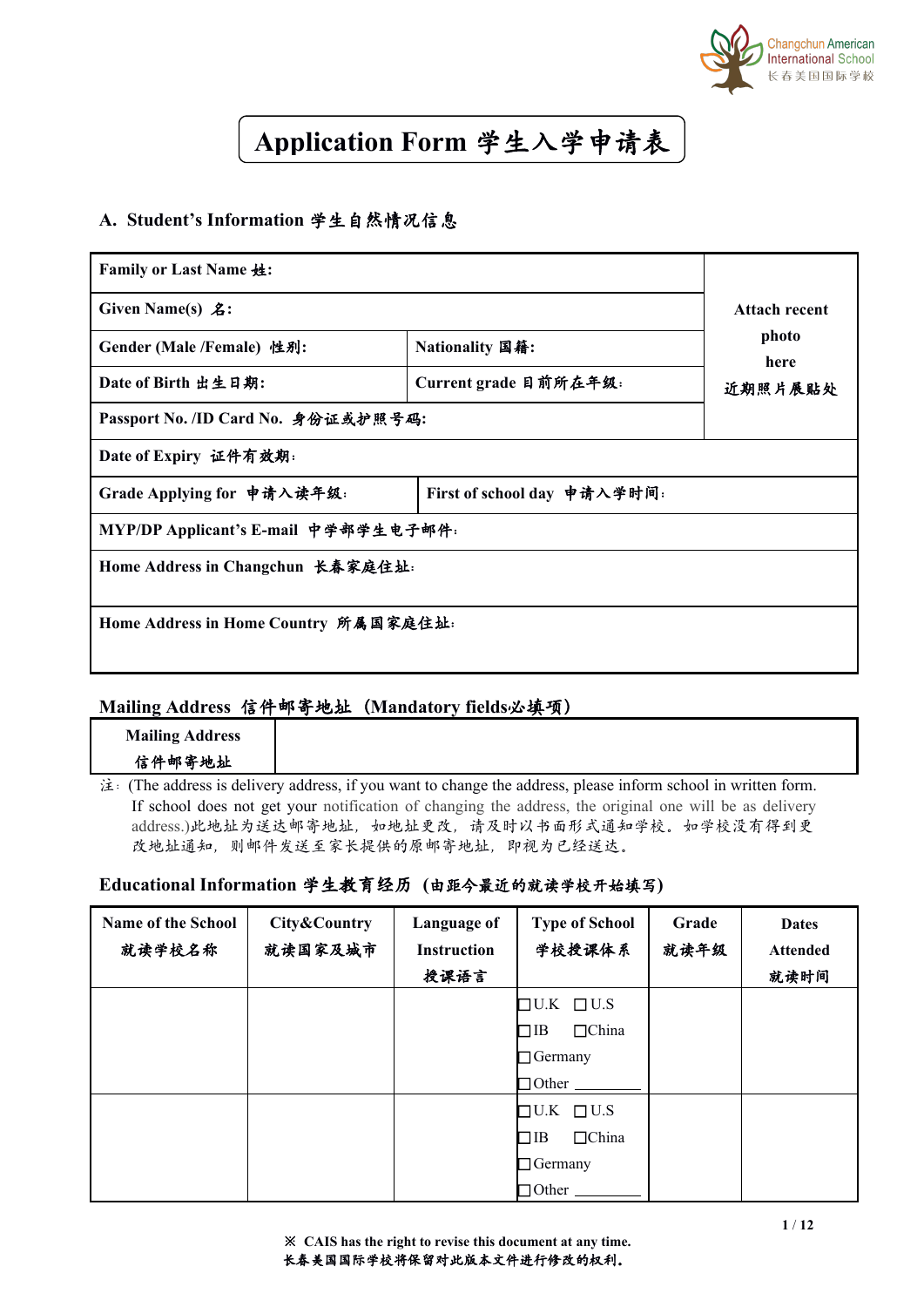Changchun American International School
长春美国国际学校

# Application Form 学生入学申请表

## A. Student's Information 学生自然情况信息

| Family or Last Name 姓: | | Attach recent photo here 近期照片展贴处 |
|---|---|---|
| Given Name(s) 名: | | |
| Gender (Male /Female) 性别: | Nationality 国籍: | |
| Date of Birth 出生日期: | Current grade 目前所在年级: | |
| Passport No. /ID Card No. 身份证或护照号码: | | |
| Date of Expiry 证件有效期: | | |
| Grade Applying for 申请入读年级: | First of school day 申请入学时间: | |
| MYP/DP Applicant's E-mail 中学部学生电子邮件: | | |
| Home Address in Changchun 长春家庭住址: | | |
| Home Address in Home Country 所属国家庭住址: | | |

### Mailing Address 信件邮寄地址（Mandatory fields必填项）

| Mailing Address 信件邮寄地址 | |
|---|---|

注：(The address is delivery address, if you want to change the address, please inform school in written form. If school does not get your notification of changing the address, the original one will be as delivery address.)此地址为送达邮寄地址，如地址更改，请及时以书面形式通知学校。如学校没有得到更改地址通知，则邮件发送至家长提供的原邮寄地址，即视为已经送达。

### Educational Information 学生教育经历（由距今最近的就读学校开始填写）

| Name of the School 就读学校名称 | City&Country 就读国家及城市 | Language of Instruction 授课语言 | Type of School 学校授课体系 | Grade 就读年级 | Dates Attended 就读时间 |
|---|---|---|---|---|---|
| | | | ☐U.K ☐U.S ☐IB ☐China ☐Germany ☐Other ________ | | |
| | | | ☐U.K ☐U.S ☐IB ☐China ☐Germany ☐Other ________ | | |

※ CAIS has the right to revise this document at any time.
长春美国国际学校将保留对此版本文件进行修改的权利。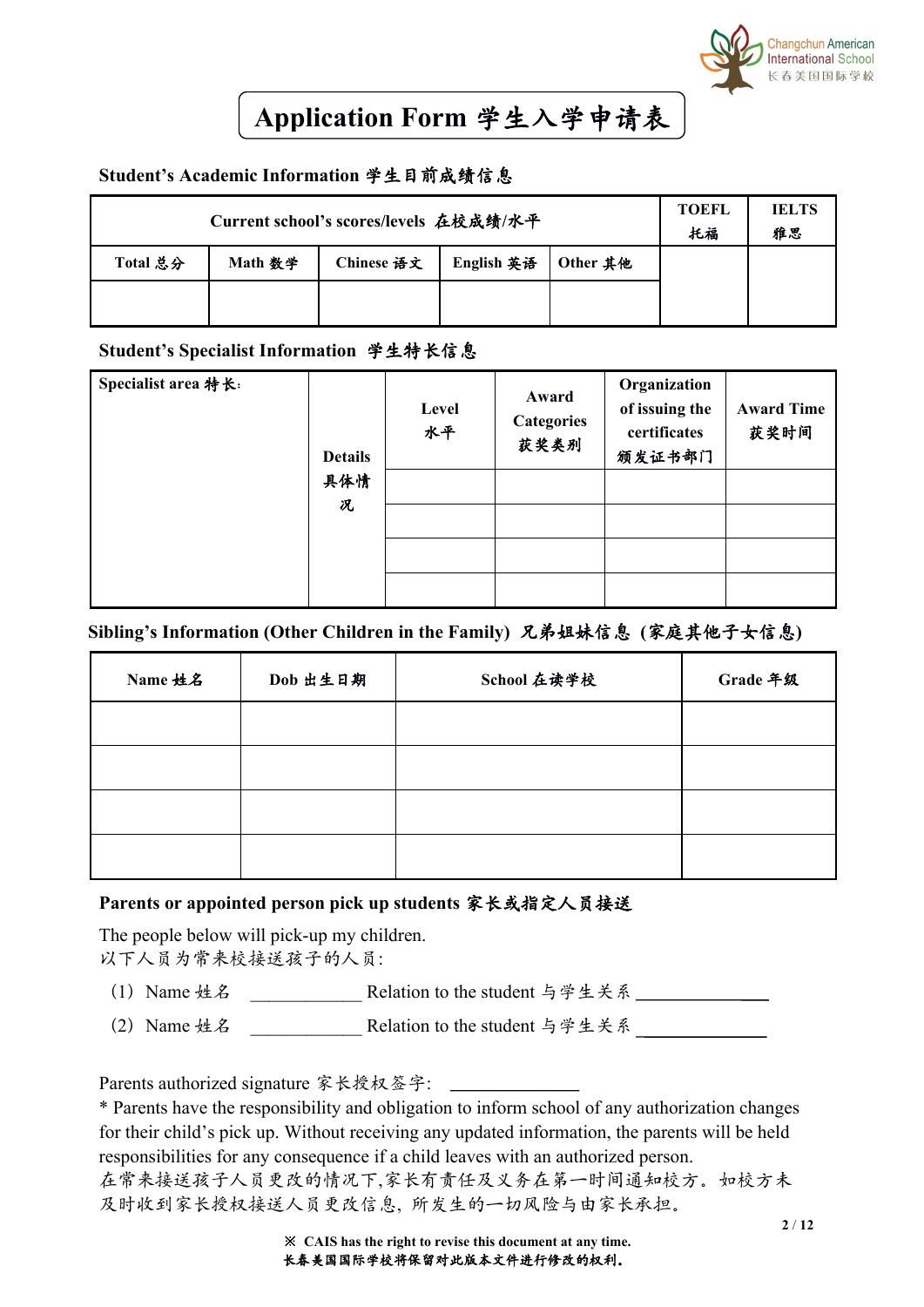# Application Form 学生入学申请表

### Student's Academic Information 学生目前成绩信息

| Current school's scores/levels 在校成绩/水平 | | | | | TOEFL 托福 | IELTS 雅思 |
|---|---|---|---|---|---|---|
| Total 总分 | Math 数学 | Chinese 语文 | English 英语 | Other 其他 | | |
| | | | | | | |

### Student's Specialist Information 学生特长信息

| Specialist area 特长: | Details 具体情况 | Level 水平 | Award Categories 获奖类别 | Organization of issuing the certificates 颁发证书部门 | Award Time 获奖时间 |
|---|---|---|---|---|---|
| | | | | | |
| | | | | | |
| | | | | | |
| | | | | | |

### Sibling's Information (Other Children in the Family) 兄弟姐妹信息（家庭其他子女信息）

| Name 姓名 | Dob 出生日期 | School 在读学校 | Grade 年级 |
|---|---|---|---|
| | | | |
| | | | |
| | | | |
| | | | |

### Parents or appointed person pick up students 家长或指定人员接送

The people below will pick-up my children.
以下人员为常来校接送孩子的人员:

（1）Name 姓名 ____________ Relation to the student 与学生关系 ______________

（2）Name 姓名 ____________ Relation to the student 与学生关系 ______________

Parents authorized signature 家长授权签字: ______________

* Parents have the responsibility and obligation to inform school of any authorization changes for their child's pick up. Without receiving any updated information, the parents will be held responsibilities for any consequence if a child leaves with an authorized person.
在常来接送孩子人员更改的情况下,家长有责任及义务在第一时间通知校方。如校方未及时收到家长授权接送人员更改信息，所发生的一切风险与由家长承担。

※ CAIS has the right to revise this document at any time.
长春美国国际学校将保留对此版本文件进行修改的权利。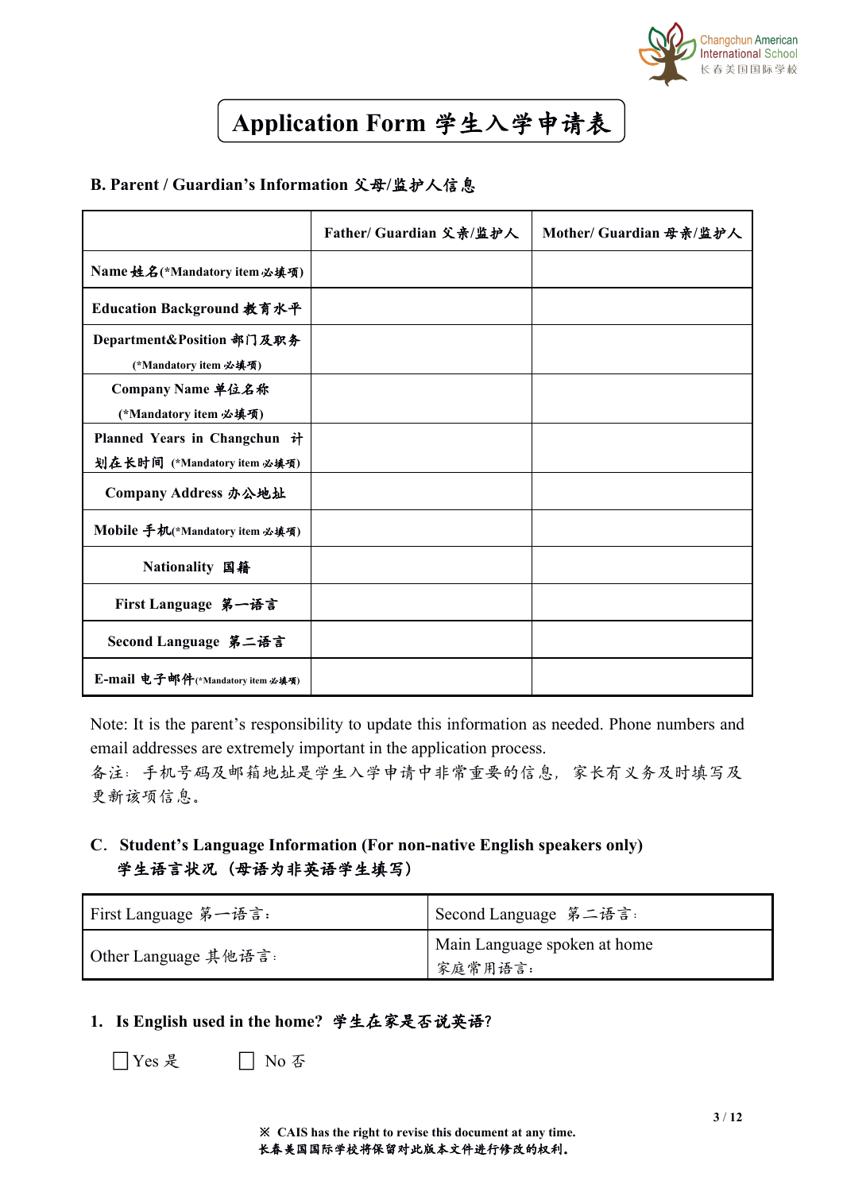# Application Form 学生入学申请表

## B. Parent / Guardian's Information 父母/监护人信息

| | Father/ Guardian 父亲/监护人 | Mother/ Guardian 母亲/监护人 |
|---|---|---|
| Name 姓名(*Mandatory item 必填项) | | |
| Education Background 教育水平 | | |
| Department&Position 部门及职务 (*Mandatory item 必填项) | | |
| Company Name 单位名称 (*Mandatory item 必填项) | | |
| Planned Years in Changchun 计划在长时间 (*Mandatory item 必填项) | | |
| Company Address 办公地址 | | |
| Mobile 手机(*Mandatory item 必填项) | | |
| Nationality 国籍 | | |
| First Language 第一语言 | | |
| Second Language 第二语言 | | |
| E-mail 电子邮件(*Mandatory item 必填项) | | |

Note: It is the parent's responsibility to update this information as needed. Phone numbers and email addresses are extremely important in the application process.
备注：手机号码及邮箱地址是学生入学申请中非常重要的信息，家长有义务及时填写及更新该项信息。

## C. Student's Language Information (For non-native English speakers only) 学生语言状况（母语为非英语学生填写）

| First Language 第一语言： | Second Language 第二语言： |
|---|---|
| Other Language 其他语言： | Main Language spoken at home 家庭常用语言： |

**1. Is English used in the home? 学生在家是否说英语？**

☐ Yes 是　　☐ No 否

※ CAIS has the right to revise this document at any time.
长春美国国际学校将保留对此版本文件进行修改的权利。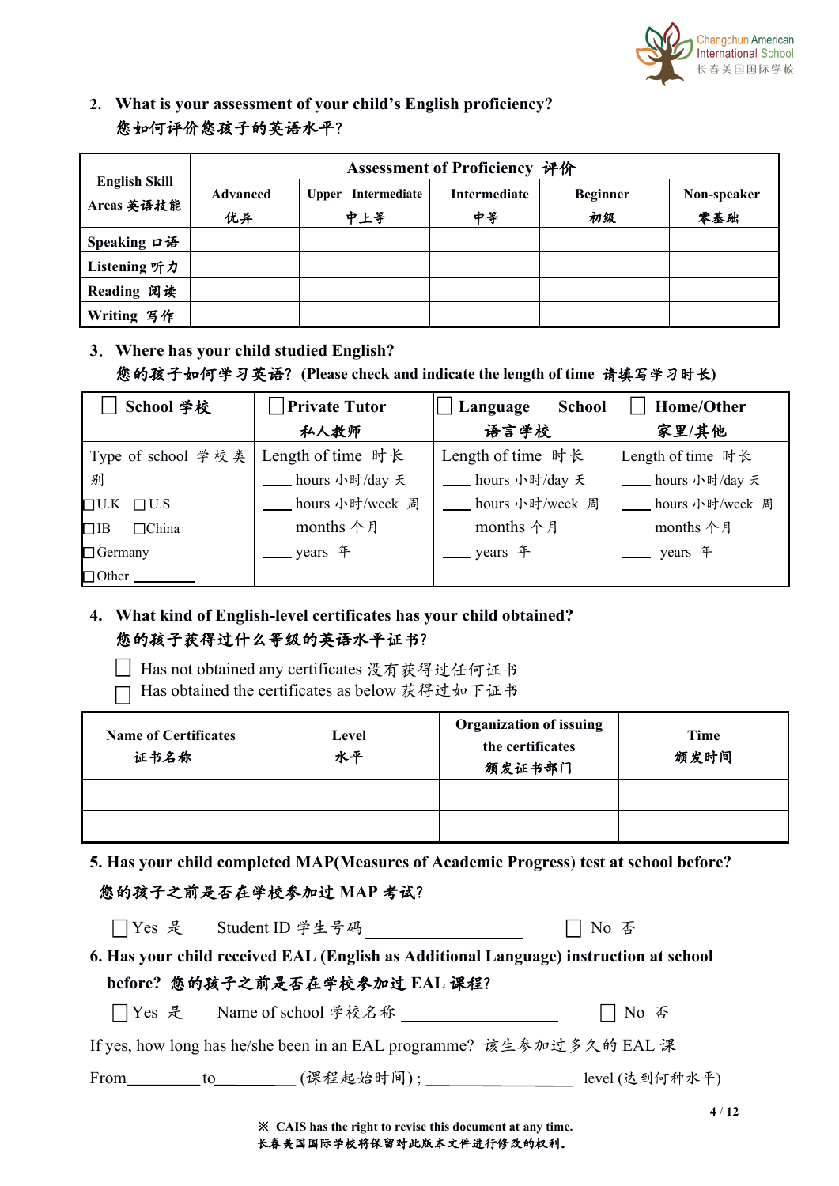**2. What is your assessment of your child's English proficiency?**
**您如何评价您孩子的英语水平?**

| English Skill Areas 英语技能 | Assessment of Proficiency 评价 | | | | |
|---|---|---|---|---|---|
| | Advanced 优异 | Upper Intermediate 中上等 | Intermediate 中等 | Beginner 初级 | Non-speaker 零基础 |
| Speaking 口语 | | | | | |
| Listening 听力 | | | | | |
| Reading 阅读 | | | | | |
| Writing 写作 | | | | | |

**3. Where has your child studied English?**
**您的孩子如何学习英语? (Please check and indicate the length of time 请填写学习时长)**

| ☐ School 学校 | ☐ Private Tutor 私人教师 | ☐ Language School 语言学校 | ☐ Home/Other 家里/其他 |
|---|---|---|---|
| Type of school 学校类别<br>☐U.K ☐U.S<br>☐IB ☐China<br>☐Germany<br>☐Other ________ | Length of time 时长<br>____ hours 小时/day 天<br>____ hours 小时/week 周<br>____ months 个月<br>____ years 年 | Length of time 时长<br>____ hours 小时/day 天<br>____ hours 小时/week 周<br>____ months 个月<br>____ years 年 | Length of time 时长<br>____ hours 小时/day 天<br>____ hours 小时/week 周<br>____ months 个月<br>____ years 年 |

**4. What kind of English-level certificates has your child obtained?**
**您的孩子获得过什么等级的英语水平证书?**

☐ Has not obtained any certificates 没有获得过任何证书
☐ Has obtained the certificates as below 获得过如下证书

| Name of Certificates 证书名称 | Level 水平 | Organization of issuing the certificates 颁发证书部门 | Time 颁发时间 |
|---|---|---|---|
| | | | |
| | | | |

**5. Has your child completed MAP(Measures of Academic Progress) test at school before?**
**您的孩子之前是否在学校参加过 MAP 考试?**

☐Yes 是 Student ID 学生号码 ________________ ☐ No 否

**6. Has your child received EAL (English as Additional Language) instruction at school before? 您的孩子之前是否在学校参加过 EAL 课程?**

☐Yes 是 Name of school 学校名称 ________________ ☐ No 否

If yes, how long has he/she been in an EAL programme? 该生参加过多久的 EAL 课

From_________ to__________ (课程起始时间) ; ________________ level (达到何种水平)

※ CAIS has the right to revise this document at any time.
长春美国国际学校将保留对此版本文件进行修改的权利。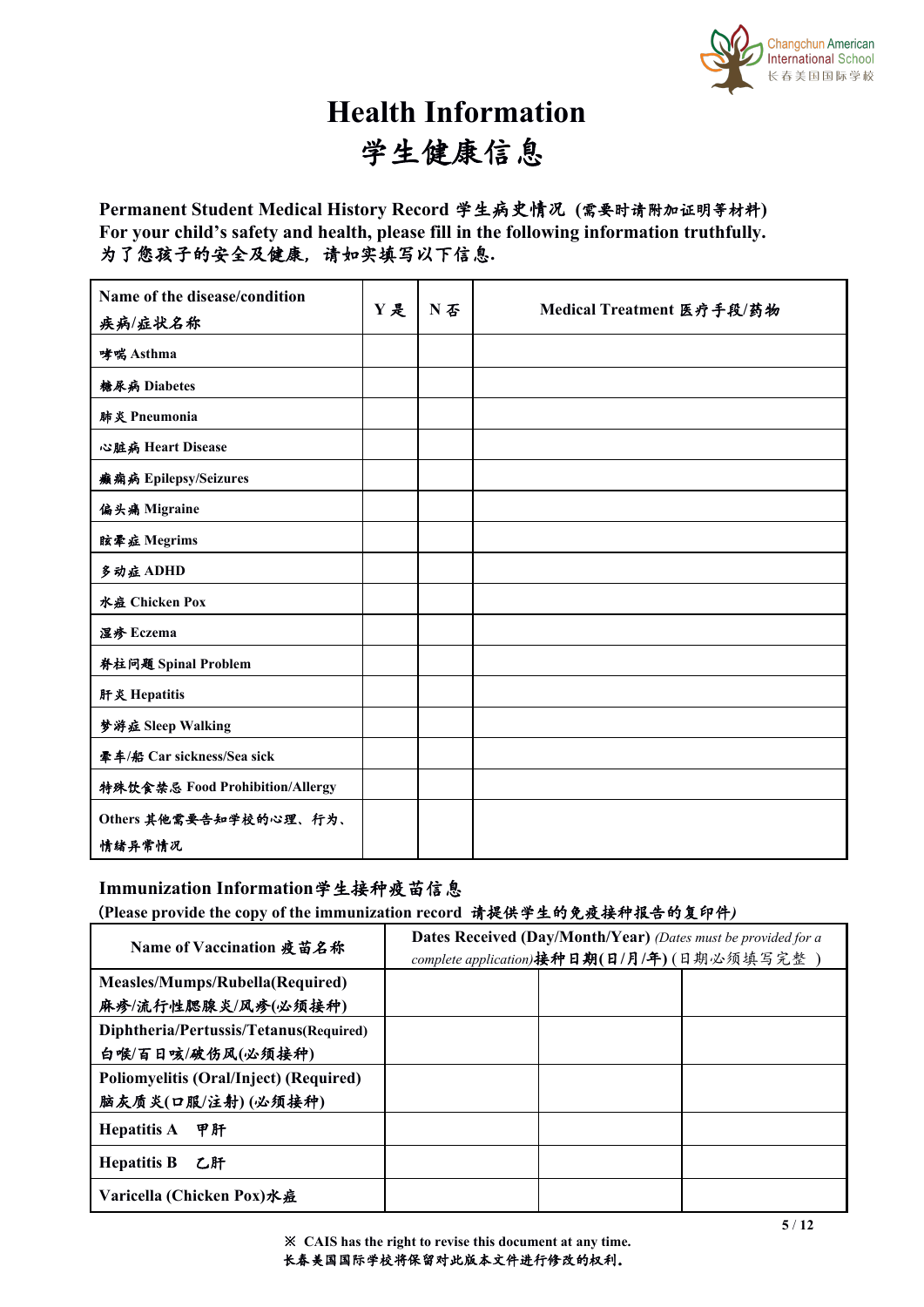# Health Information
# 学生健康信息

**Permanent Student Medical History Record 学生病史情况 (需要时请附加证明等材料)**
**For your child's safety and health, please fill in the following information truthfully.**
**为了您孩子的安全及健康，请如实填写以下信息.**

| Name of the disease/condition 疾病/症状名称 | Y 是 | N 否 | Medical Treatment 医疗手段/药物 |
|---|---|---|---|
| 哮喘 Asthma | | | |
| 糖尿病 Diabetes | | | |
| 肺炎 Pneumonia | | | |
| 心脏病 Heart Disease | | | |
| 癫痫病 Epilepsy/Seizures | | | |
| 偏头痛 Migraine | | | |
| 眩晕症 Megrims | | | |
| 多动症 ADHD | | | |
| 水痘 Chicken Pox | | | |
| 湿疹 Eczema | | | |
| 脊柱问题 Spinal Problem | | | |
| 肝炎 Hepatitis | | | |
| 梦游症 Sleep Walking | | | |
| 晕车/船 Car sickness/Sea sick | | | |
| 特殊饮食禁忌 Food Prohibition/Allergy | | | |
| Others 其他需要告知学校的心理、行为、情绪异常情况 | | | |

**Immunization Information 学生接种疫苗信息**
**(Please provide the copy of the immunization record 请提供学生的免疫接种报告的复印件)**

| Name of Vaccination 疫苗名称 | **Dates Received (Day/Month/Year)** *(Dates must be provided for a complete application)* **接种日期(日/月/年)** (日期必须填写完整 ) | | |
|---|---|---|---|
| Measles/Mumps/Rubella(Required) 麻疹/流行性腮腺炎/风疹(必须接种) | | | |
| Diphtheria/Pertussis/Tetanus(Required) 白喉/百日咳/破伤风(必须接种) | | | |
| Poliomyelitis (Oral/Inject) (Required) 脑灰质炎(口服/注射) (必须接种) | | | |
| Hepatitis A 甲肝 | | | |
| Hepatitis B 乙肝 | | | |
| Varicella (Chicken Pox)水痘 | | | |

※ CAIS has the right to revise this document at any time.
长春美国国际学校将保留对此版本文件进行修改的权利。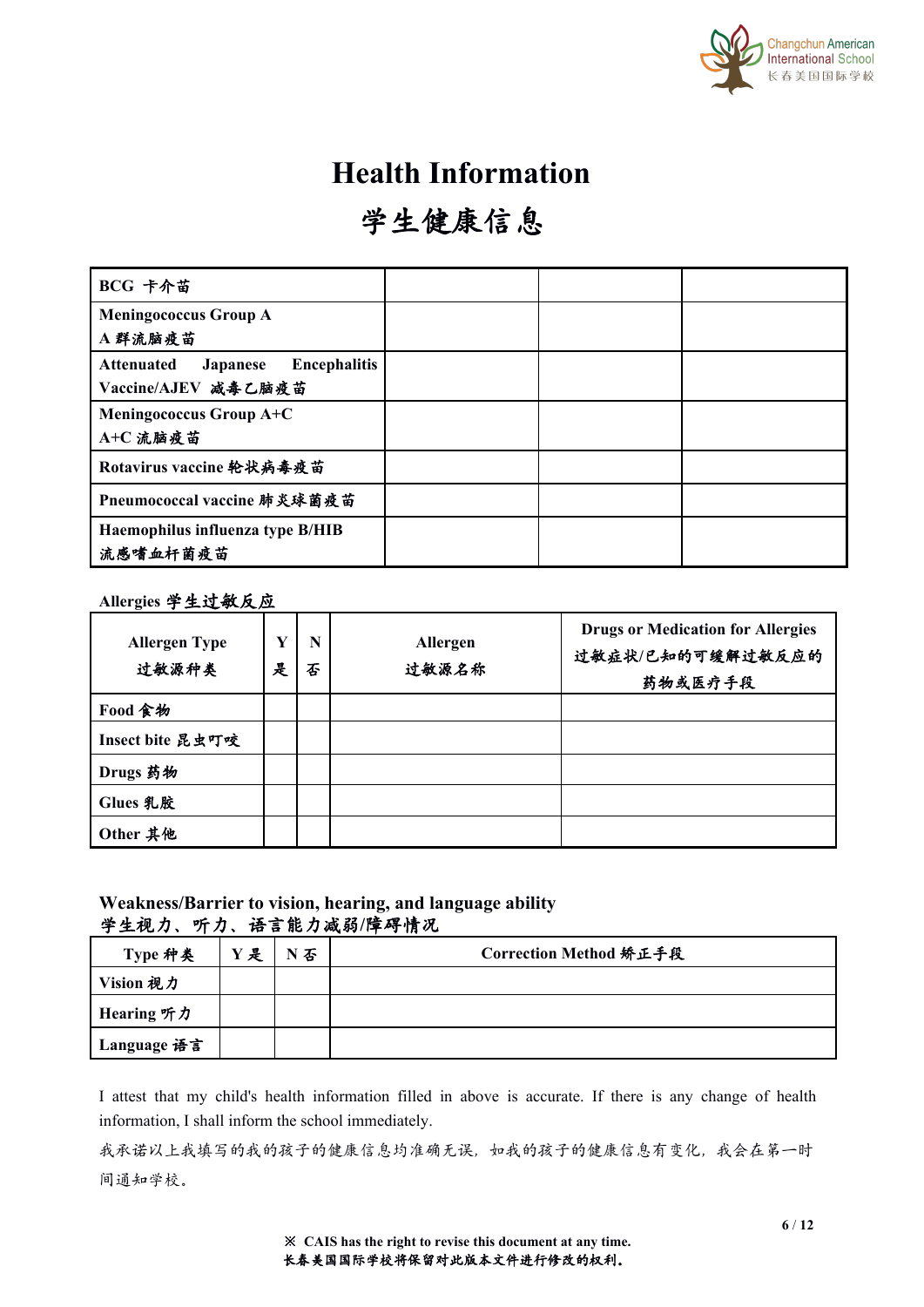# Health Information

# 学生健康信息

| BCG 卡介苗 | | | |
|---|---|---|---|
| Meningococcus Group A<br>A 群流脑疫苗 | | | |
| Attenuated Japanese Encephalitis Vaccine/AJEV 减毒乙脑疫苗 | | | |
| Meningococcus Group A+C<br>A+C 流脑疫苗 | | | |
| Rotavirus vaccine 轮状病毒疫苗 | | | |
| Pneumococcal vaccine 肺炎球菌疫苗 | | | |
| Haemophilus influenza type B/HIB<br>流感嗜血杆菌疫苗 | | | |

**Allergies 学生过敏反应**

| Allergen Type<br>过敏源种类 | Y<br>是 | N<br>否 | Allergen<br>过敏源名称 | Drugs or Medication for Allergies<br>过敏症状/已知的可缓解过敏反应的药物或医疗手段 |
|---|---|---|---|---|
| Food 食物 | | | | |
| Insect bite 昆虫叮咬 | | | | |
| Drugs 药物 | | | | |
| Glues 乳胶 | | | | |
| Other 其他 | | | | |

**Weakness/Barrier to vision, hearing, and language ability**
**学生视力、听力、语言能力减弱/障碍情况**

| Type 种类 | Y 是 | N 否 | Correction Method 矫正手段 |
|---|---|---|---|
| Vision 视力 | | | |
| Hearing 听力 | | | |
| Language 语言 | | | |

I attest that my child's health information filled in above is accurate. If there is any change of health information, I shall inform the school immediately.

我承诺以上我填写的我的孩子的健康信息均准确无误，如我的孩子的健康信息有变化，我会在第一时间通知学校。

※ CAIS has the right to revise this document at any time.
长春美国国际学校将保留对此版本文件进行修改的权利。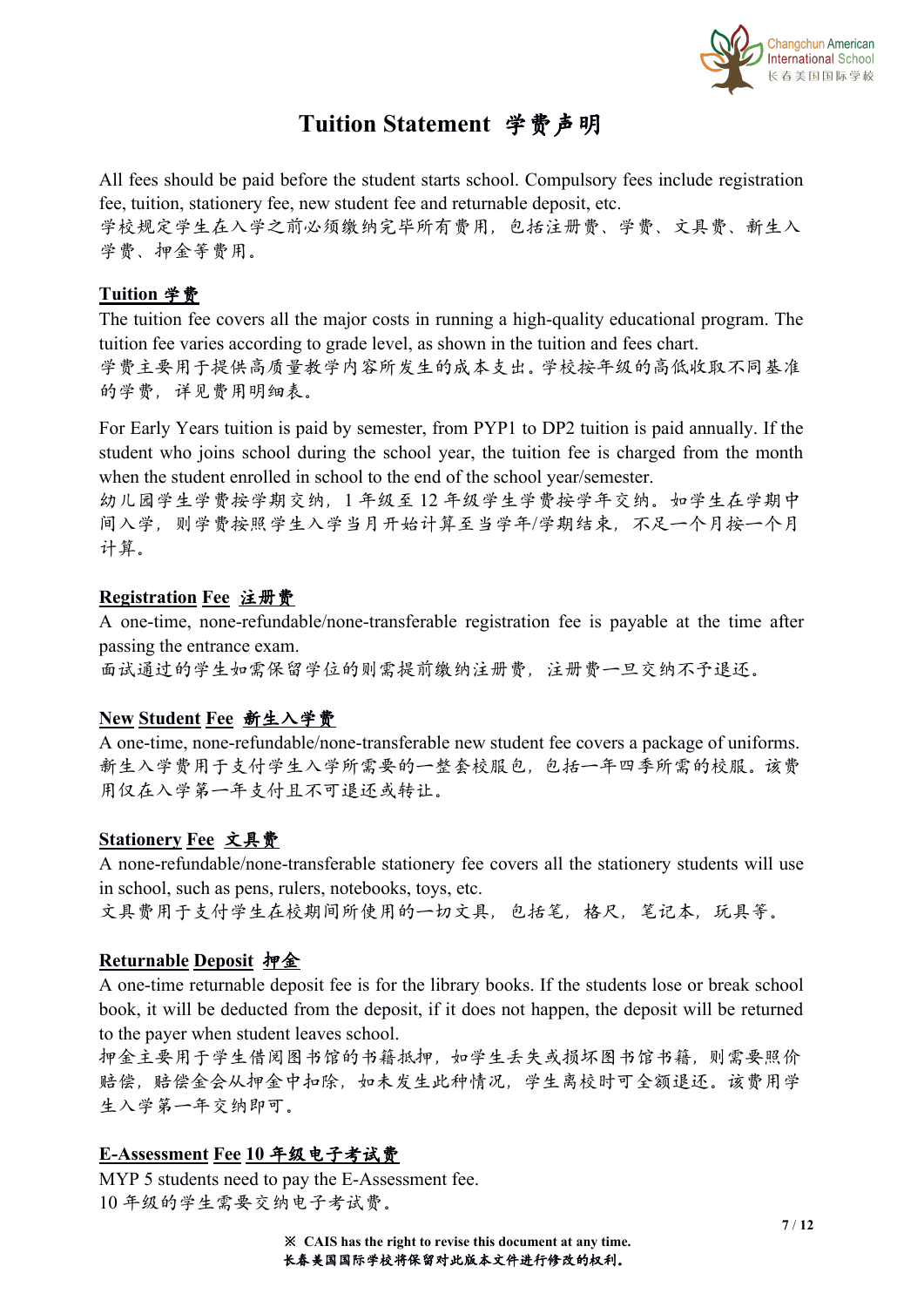# Tuition Statement 学费声明

All fees should be paid before the student starts school. Compulsory fees include registration fee, tuition, stationery fee, new student fee and returnable deposit, etc.
学校规定学生在入学之前必须缴纳完毕所有费用，包括注册费、学费、文具费、新生入学费、押金等费用。

**Tuition 学费**

The tuition fee covers all the major costs in running a high-quality educational program. The tuition fee varies according to grade level, as shown in the tuition and fees chart.
学费主要用于提供高质量教学内容所发生的成本支出。学校按年级的高低收取不同基准的学费，详见费用明细表。

For Early Years tuition is paid by semester, from PYP1 to DP2 tuition is paid annually. If the student who joins school during the school year, the tuition fee is charged from the month when the student enrolled in school to the end of the school year/semester.
幼儿园学生学费按学期交纳，1 年级至 12 年级学生学费按学年交纳。如学生在学期中间入学，则学费按照学生入学当月开始计算至当学年/学期结束，不足一个月按一个月计算。

**Registration Fee 注册费**

A one-time, none-refundable/none-transferable registration fee is payable at the time after passing the entrance exam.
面试通过的学生如需保留学位的则需提前缴纳注册费，注册费一旦交纳不予退还。

**New Student Fee 新生入学费**

A one-time, none-refundable/none-transferable new student fee covers a package of uniforms.
新生入学费用于支付学生入学所需要的一整套校服包，包括一年四季所需的校服。该费用仅在入学第一年支付且不可退还或转让。

**Stationery Fee 文具费**

A none-refundable/none-transferable stationery fee covers all the stationery students will use in school, such as pens, rulers, notebooks, toys, etc.
文具费用于支付学生在校期间所使用的一切文具，包括笔，格尺，笔记本，玩具等。

**Returnable Deposit 押金**

A one-time returnable deposit fee is for the library books. If the students lose or break school book, it will be deducted from the deposit, if it does not happen, the deposit will be returned to the payer when student leaves school.
押金主要用于学生借阅图书馆的书籍抵押，如学生丢失或损坏图书馆书籍，则需要照价赔偿，赔偿金会从押金中扣除，如未发生此种情况，学生离校时可全额退还。该费用学生入学第一年交纳即可。

**E-Assessment Fee 10 年级电子考试费**

MYP 5 students need to pay the E-Assessment fee.
10 年级的学生需要交纳电子考试费。

**※ CAIS has the right to revise this document at any time.**
**长春美国国际学校将保留对此版本文件进行修改的权利。**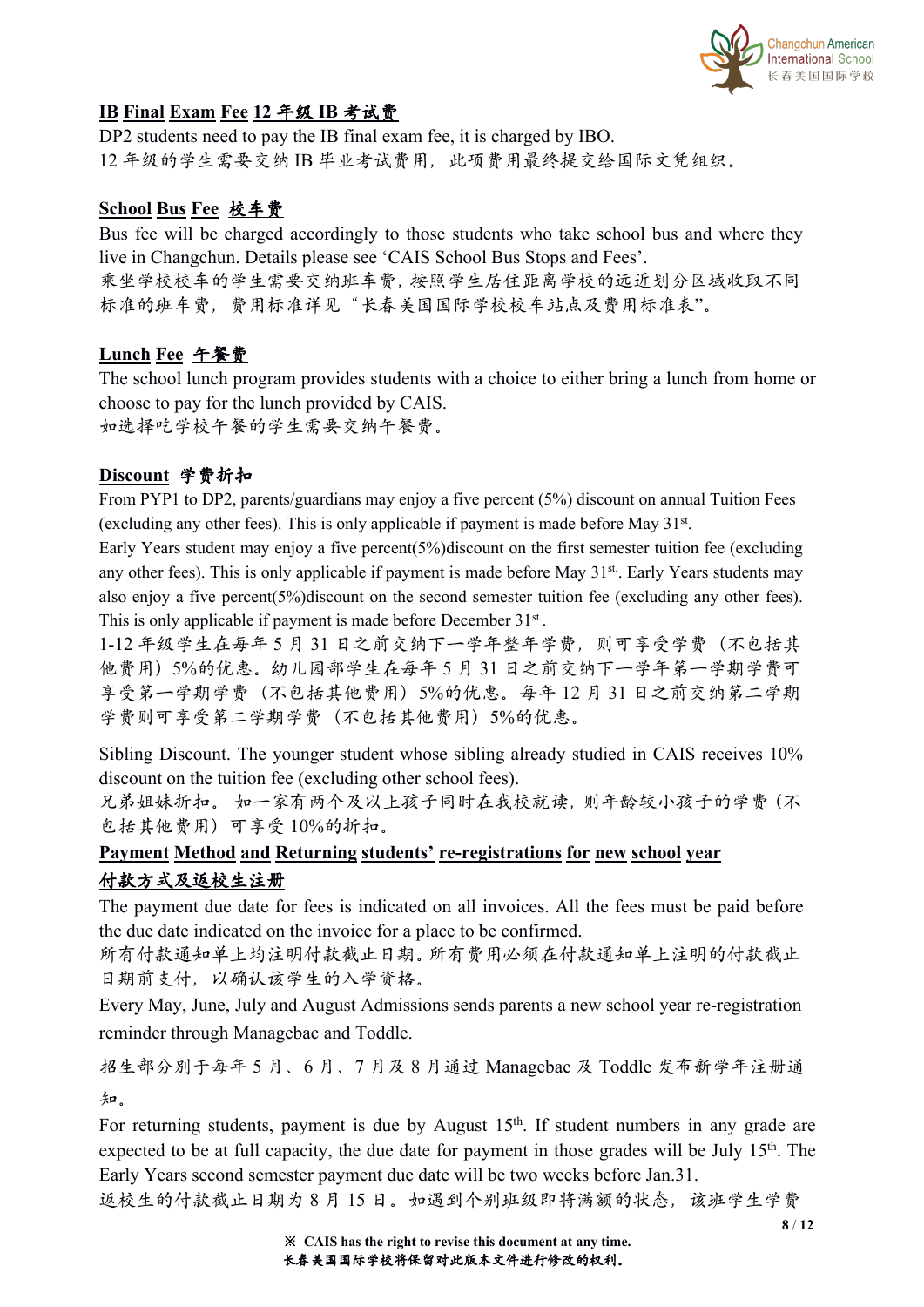**IB Final Exam Fee 12 年级 IB 考试费**

DP2 students need to pay the IB final exam fee, it is charged by IBO.
12 年级的学生需要交纳 IB 毕业考试费用，此项费用最终提交给国际文凭组织。

**School Bus Fee 校车费**

Bus fee will be charged accordingly to those students who take school bus and where they live in Changchun. Details please see 'CAIS School Bus Stops and Fees'.
乘坐学校校车的学生需要交纳班车费，按照学生居住距离学校的远近划分区域收取不同标准的班车费，费用标准详见“长春美国国际学校校车站点及费用标准表”。

**Lunch Fee 午餐费**

The school lunch program provides students with a choice to either bring a lunch from home or choose to pay for the lunch provided by CAIS.
如选择吃学校午餐的学生需要交纳午餐费。

**Discount 学费折扣**

From PYP1 to DP2, parents/guardians may enjoy a five percent (5%) discount on annual Tuition Fees (excluding any other fees). This is only applicable if payment is made before May 31st.
Early Years student may enjoy a five percent(5%)discount on the first semester tuition fee (excluding any other fees). This is only applicable if payment is made before May 31st. Early Years students may also enjoy a five percent(5%)discount on the second semester tuition fee (excluding any other fees). This is only applicable if payment is made before December 31st.
1-12 年级学生在每年 5 月 31 日之前交纳下一学年整年学费，则可享受学费（不包括其他费用）5%的优惠。幼儿园部学生在每年 5 月 31 日之前交纳下一学年第一学期学费可享受第一学期学费（不包括其他费用）5%的优惠。每年 12 月 31 日之前交纳第二学期学费则可享受第二学期学费（不包括其他费用）5%的优惠。

Sibling Discount. The younger student whose sibling already studied in CAIS receives 10% discount on the tuition fee (excluding other school fees).
兄弟姐妹折扣。如一家有两个及以上孩子同时在我校就读，则年龄较小孩子的学费（不包括其他费用）可享受 10%的折扣。

**Payment Method and Returning students' re-registrations for new school year**
**付款方式及返校生注册**

The payment due date for fees is indicated on all invoices. All the fees must be paid before the due date indicated on the invoice for a place to be confirmed.
所有付款通知单上均注明付款截止日期。所有费用必须在付款通知单上注明的付款截止日期前支付，以确认该学生的入学资格。

Every May, June, July and August Admissions sends parents a new school year re-registration reminder through Managebac and Toddle.
招生部分别于每年 5 月、6 月、7 月及 8 月通过 Managebac 及 Toddle 发布新学年注册通知。

For returning students, payment is due by August 15th. If student numbers in any grade are expected to be at full capacity, the due date for payment in those grades will be July 15th. The Early Years second semester payment due date will be two weeks before Jan.31.
返校生的付款截止日期为 8 月 15 日。如遇到个别班级即将满额的状态，该班学生学费

※ CAIS has the right to revise this document at any time.
长春美国国际学校将保留对此版本文件进行修改的权利。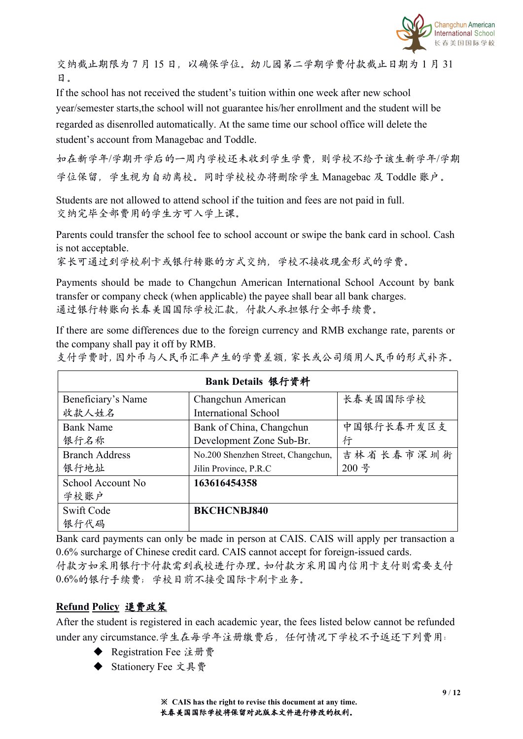交纳截止期限为 7 月 15 日，以确保学位。幼儿园第二学期学费付款截止日期为 1 月 31 日。

If the school has not received the student's tuition within one week after new school year/semester starts,the school will not guarantee his/her enrollment and the student will be regarded as disenrolled automatically. At the same time our school office will delete the student's account from Managebac and Toddle.

如在新学年/学期开学后的一周内学校还未收到学生学费，则学校不给予该生新学年/学期学位保留，学生视为自动离校。同时学校校办将删除学生 Managebac 及 Toddle 账户。

Students are not allowed to attend school if the tuition and fees are not paid in full.
交纳完毕全部费用的学生方可入学上课。

Parents could transfer the school fee to school account or swipe the bank card in school. Cash is not acceptable.
家长可通过到学校刷卡或银行转账的方式交纳，学校不接收现金形式的学费。

Payments should be made to Changchun American International School Account by bank transfer or company check (when applicable) the payee shall bear all bank charges.
通过银行转账向长春美国国际学校汇款，付款人承担银行全部手续费。

If there are some differences due to the foreign currency and RMB exchange rate, parents or the company shall pay it off by RMB.
支付学费时，因外币与人民币汇率产生的学费差额，家长或公司须用人民币的形式补齐。

| **Bank Details 银行资料** | | |
|---|---|---|
| Beneficiary's Name 收款人姓名 | Changchun American International School | 长春美国国际学校 |
| Bank Name 银行名称 | Bank of China, Changchun Development Zone Sub-Br. | 中国银行长春开发区支行 |
| Branch Address 银行地址 | No.200 Shenzhen Street, Changchun, Jilin Province, P.R.C | 吉林省长春市深圳街 200 号 |
| School Account No 学校账户 | **163616454358** | |
| Swift Code 银行代码 | **BKCHCNBJ840** | |

Bank card payments can only be made in person at CAIS. CAIS will apply per transaction a 0.6% surcharge of Chinese credit card. CAIS cannot accept for foreign-issued cards.
付款方如采用银行卡付款需到我校进行办理。如付款方采用国内信用卡支付则需要支付 0.6%的银行手续费；学校目前不接受国际卡刷卡业务。

## Refund Policy 退费政策

After the student is registered in each academic year, the fees listed below cannot be refunded under any circumstance.学生在每学年注册缴费后，任何情况下学校不予返还下列费用：

- Registration Fee 注册费
- Stationery Fee 文具费

※ CAIS has the right to revise this document at any time.
长春美国国际学校将保留对此版本文件进行修改的权利。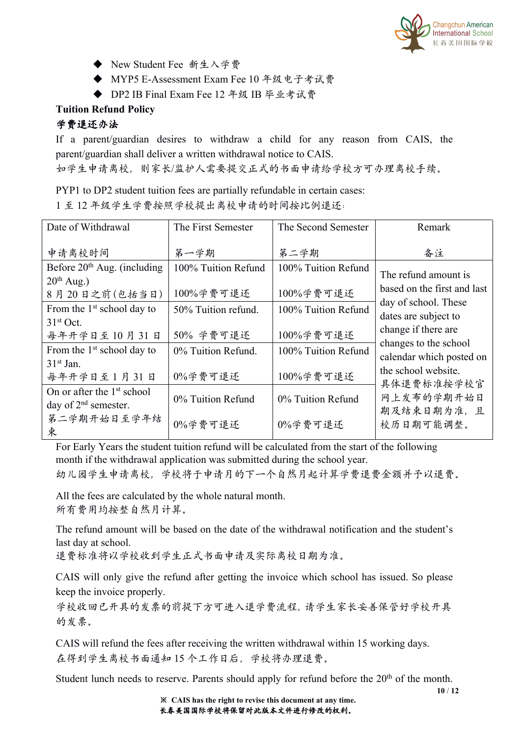- New Student Fee 新生入学费
- MYP5 E-Assessment Exam Fee 10 年级电子考试费
- DP2 IB Final Exam Fee 12 年级 IB 毕业考试费

**Tuition Refund Policy**

**学费退还办法**

If a parent/guardian desires to withdraw a child for any reason from CAIS, the parent/guardian shall deliver a written withdrawal notice to CAIS.
如学生申请离校，则家长/监护人需要提交正式的书面申请给学校方可办理离校手续。

PYP1 to DP2 student tuition fees are partially refundable in certain cases:
1 至 12 年级学生学费按照学校提出离校申请的时间按比例退还:

| Date of Withdrawal<br><br>申请离校时间 | The First Semester<br><br>第一学期 | The Second Semester<br><br>第二学期 | Remark<br><br>备注 |
|---|---|---|---|
| Before 20th Aug. (including 20th Aug.)<br>8 月 20 日之前(包括当日) | 100% Tuition Refund<br><br>100%学费可退还 | 100% Tuition Refund<br><br>100%学费可退还 | The refund amount is based on the first and last day of school. These dates are subject to change if there are changes to the school calendar which posted on the school website.<br>具体退费标准按学校官网上发布的学期开始日期及结束日期为准，且校历日期可能调整。 |
| From the 1st school day to 31st Oct.<br>每年开学日至 10 月 31 日 | 50% Tuition refund.<br><br>50% 学费可退还 | 100% Tuition Refund<br><br>100%学费可退还 | |
| From the 1st school day to 31st Jan.<br>每年开学日至 1 月 31 日 | 0% Tuition Refund.<br><br>0%学费可退还 | 100% Tuition Refund<br><br>100%学费可退还 | |
| On or after the 1st school day of 2nd semester.<br>第二学期开始日至学年结束 | 0% Tuition Refund<br><br>0%学费可退还 | 0% Tuition Refund<br><br>0%学费可退还 | |

For Early Years the student tuition refund will be calculated from the start of the following month if the withdrawal application was submitted during the school year.
幼儿园学生申请离校，学校将于申请月的下一个自然月起计算学费退费金额并予以退费。

All the fees are calculated by the whole natural month.
所有费用均按整自然月计算。

The refund amount will be based on the date of the withdrawal notification and the student's last day at school.
退费标准将以学校收到学生正式书面申请及实际离校日期为准。

CAIS will only give the refund after getting the invoice which school has issued. So please keep the invoice properly.
学校收回已开具的发票的前提下方可进入退学费流程，请学生家长妥善保管好学校开具的发票。

CAIS will refund the fees after receiving the written withdrawal within 15 working days.
在得到学生离校书面通知 15 个工作日后，学校将办理退费。

Student lunch needs to reserve. Parents should apply for refund before the 20th of the month.

※ **CAIS has the right to revise this document at any time.**
**长春美国国际学校将保留对此版本文件进行修改的权利。**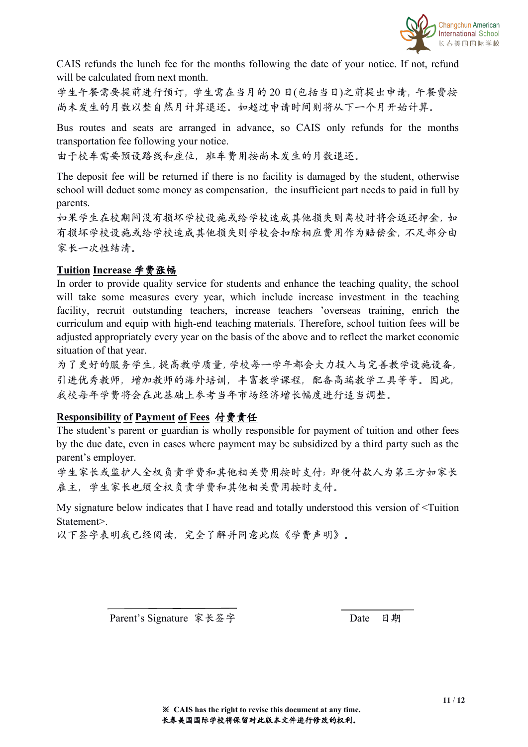CAIS refunds the lunch fee for the months following the date of your notice. If not, refund will be calculated from next month.

学生午餐需要提前进行预订，学生需在当月的 20 日(包括当日)之前提出申请，午餐费按尚未发生的月数以整自然月计算退还。如超过申请时间则将从下一个月开始计算。

Bus routes and seats are arranged in advance, so CAIS only refunds for the months transportation fee following your notice.

由于校车需要预设路线和座位，班车费用按尚未发生的月数退还。

The deposit fee will be returned if there is no facility is damaged by the student, otherwise school will deduct some money as compensation，the insufficient part needs to paid in full by parents.

如果学生在校期间没有损坏学校设施或给学校造成其他损失则离校时将会返还押金，如有损坏学校设施或给学校造成其他损失则学校会扣除相应费用作为赔偿金，不足部分由家长一次性结清。

## Tuition Increase 学费涨幅

In order to provide quality service for students and enhance the teaching quality, the school will take some measures every year, which include increase investment in the teaching facility, recruit outstanding teachers, increase teachers 'overseas training, enrich the curriculum and equip with high-end teaching materials. Therefore, school tuition fees will be adjusted appropriately every year on the basis of the above and to reflect the market economic situation of that year.

为了更好的服务学生，提高教学质量，学校每一学年都会大力投入与完善教学设施设备，引进优秀教师，增加教师的海外培训，丰富教学课程，配备高端教学工具等等。因此，我校每年学费将会在此基础上参考当年市场经济增长幅度进行适当调整。

## Responsibility of Payment of Fees 付费责任

The student's parent or guardian is wholly responsible for payment of tuition and other fees by the due date, even in cases where payment may be subsidized by a third party such as the parent's employer.

学生家长或监护人全权负责学费和其他相关费用按时支付；即使付款人为第三方如家长雇主，学生家长也须全权负责学费和其他相关费用按时支付。

My signature below indicates that I have read and totally understood this version of <Tuition Statement>.

以下签字表明我已经阅读，完全了解并同意此版《学费声明》。

Parent's Signature 家长签字 ____________________

Date 日期 ____________

※ CAIS has the right to revise this document at any time.

长春美国国际学校将保留对此版本文件进行修改的权利。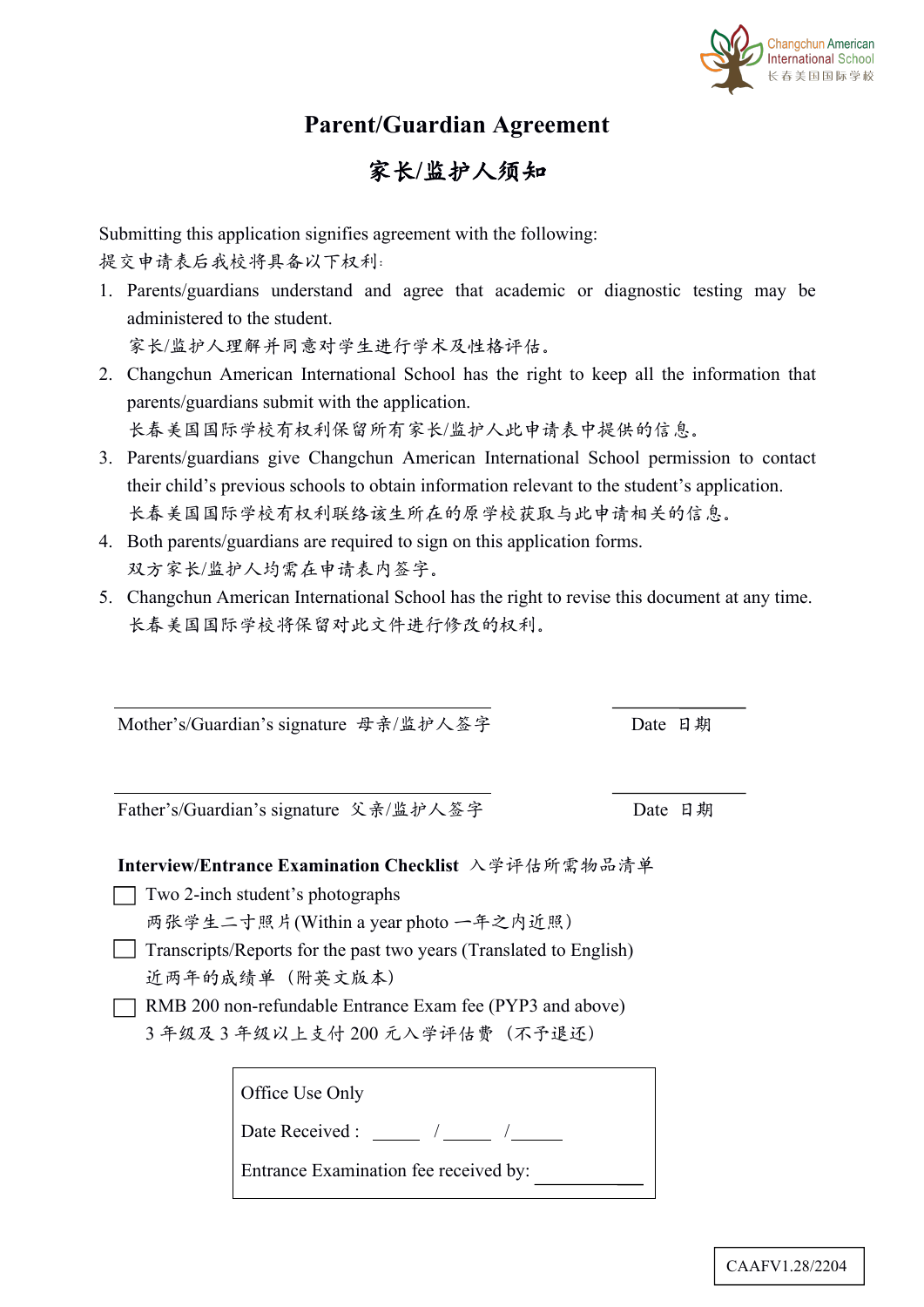Changchun American International School
长春美国国际学校

# Parent/Guardian Agreement

## 家长/监护人须知

Submitting this application signifies agreement with the following:
提交申请表后我校将具备以下权利:

1. Parents/guardians understand and agree that academic or diagnostic testing may be administered to the student.
   家长/监护人理解并同意对学生进行学术及性格评估。
2. Changchun American International School has the right to keep all the information that parents/guardians submit with the application.
   长春美国国际学校有权利保留所有家长/监护人此申请表中提供的信息。
3. Parents/guardians give Changchun American International School permission to contact their child's previous schools to obtain information relevant to the student's application.
   长春美国国际学校有权利联络该生所在的原学校获取与此申请相关的信息。
4. Both parents/guardians are required to sign on this application forms.
   双方家长/监护人均需在申请表内签字。
5. Changchun American International School has the right to revise this document at any time.
   长春美国国际学校将保留对此文件进行修改的权利。

______________________________ &nbsp;&nbsp;&nbsp;&nbsp; __________
Mother's/Guardian's signature 母亲/监护人签字 &nbsp;&nbsp;&nbsp;&nbsp; Date 日期

______________________________ &nbsp;&nbsp;&nbsp;&nbsp; __________
Father's/Guardian's signature 父亲/监护人签字 &nbsp;&nbsp;&nbsp;&nbsp; Date 日期

**Interview/Entrance Examination Checklist** 入学评估所需物品清单

- ☐ Two 2-inch student's photographs
  两张学生二寸照片(Within a year photo 一年之内近照)
- ☐ Transcripts/Reports for the past two years (Translated to English)
  近两年的成绩单 (附英文版本)
- ☐ RMB 200 non-refundable Entrance Exam fee (PYP3 and above)
  3 年级及 3 年级以上支付 200 元入学评估费 (不予退还)

Office Use Only

Date Received : _____ / _____ / _____

Entrance Examination fee received by: __________

CAAFV1.28/2204